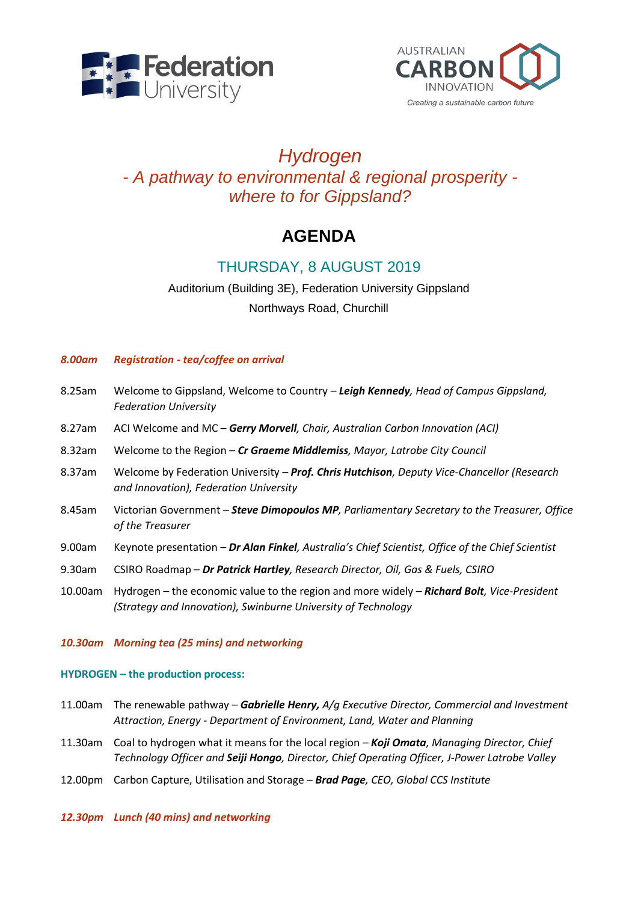Federation University

AUSTRALIAN CARBON INNOVATION

*Creating a sustainable carbon future*

# *Hydrogen*
## *- A pathway to environmental & regional prosperity - where to for Gippsland?*

# AGENDA

## THURSDAY, 8 AUGUST 2019

Auditorium (Building 3E), Federation University Gippsland
Northways Road, Churchill

***8.00am Registration - tea/coffee on arrival***

8.25am Welcome to Gippsland, Welcome to Country – ***Leigh Kennedy***, *Head of Campus Gippsland, Federation University*

8.27am ACI Welcome and MC – ***Gerry Morvell***, *Chair, Australian Carbon Innovation (ACI)*

8.32am Welcome to the Region – ***Cr Graeme Middlemiss***, *Mayor, Latrobe City Council*

8.37am Welcome by Federation University – ***Prof. Chris Hutchison***, *Deputy Vice-Chancellor (Research and Innovation), Federation University*

8.45am Victorian Government – ***Steve Dimopoulos MP***, *Parliamentary Secretary to the Treasurer, Office of the Treasurer*

9.00am Keynote presentation – ***Dr Alan Finkel***, *Australia's Chief Scientist, Office of the Chief Scientist*

9.30am CSIRO Roadmap – ***Dr Patrick Hartley***, *Research Director, Oil, Gas & Fuels, CSIRO*

10.00am Hydrogen – the economic value to the region and more widely – ***Richard Bolt***, *Vice-President (Strategy and Innovation), Swinburne University of Technology*

***10.30am Morning tea (25 mins) and networking***

**HYDROGEN – the production process:**

11.00am The renewable pathway – ***Gabrielle Henry,*** *A/g Executive Director, Commercial and Investment Attraction, Energy - Department of Environment, Land, Water and Planning*

11.30am Coal to hydrogen what it means for the local region – ***Koji Omata***, *Managing Director, Chief Technology Officer and* ***Seiji Hongo***, *Director, Chief Operating Officer, J-Power Latrobe Valley*

12.00pm Carbon Capture, Utilisation and Storage – ***Brad Page***, *CEO, Global CCS Institute*

***12.30pm Lunch (40 mins) and networking***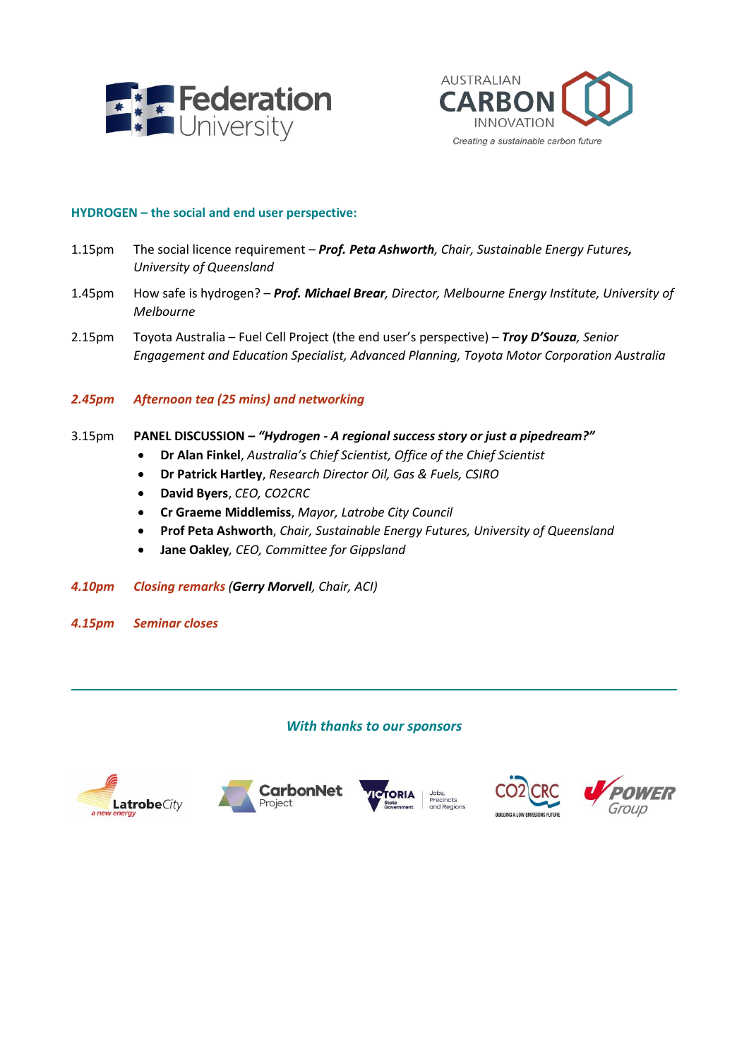## HYDROGEN – the social and end user perspective:

1.15pm The social licence requirement – ***Prof. Peta Ashworth***, *Chair, Sustainable Energy Futures, University of Queensland*

1.45pm How safe is hydrogen? – ***Prof. Michael Brear***, *Director, Melbourne Energy Institute, University of Melbourne*

2.15pm Toyota Australia – Fuel Cell Project (the end user's perspective) – ***Troy D'Souza***, *Senior Engagement and Education Specialist, Advanced Planning, Toyota Motor Corporation Australia*

***2.45pm Afternoon tea (25 mins) and networking***

3.15pm **PANEL DISCUSSION – *"Hydrogen - A regional success story or just a pipedream?"***

- **Dr Alan Finkel**, *Australia's Chief Scientist, Office of the Chief Scientist*
- **Dr Patrick Hartley**, *Research Director Oil, Gas & Fuels, CSIRO*
- **David Byers**, *CEO, CO2CRC*
- **Cr Graeme Middlemiss**, *Mayor, Latrobe City Council*
- **Prof Peta Ashworth**, *Chair, Sustainable Energy Futures, University of Queensland*
- **Jane Oakley**, *CEO, Committee for Gippsland*

***4.10pm Closing remarks*** *(**Gerry Morvell**, Chair, ACI)*

***4.15pm Seminar closes***

---

***With thanks to our sponsors***